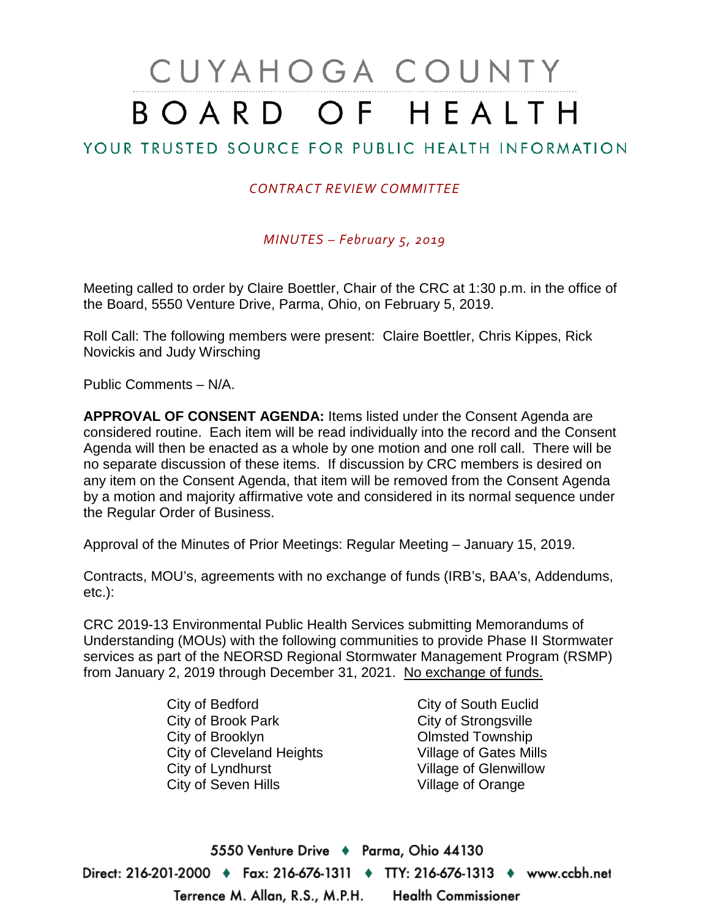# CUYAHOGA COUNTY BOARD OF HEALTH

## YOUR TRUSTED SOURCE FOR PUBLIC HEALTH INFORMATION

*CONTRACT REVIEW COMMITTEE*

*MINUTES – February 5, 2019*

Meeting called to order by Claire Boettler, Chair of the CRC at 1:30 p.m. in the office of the Board, 5550 Venture Drive, Parma, Ohio, on February 5, 2019.

Roll Call: The following members were present: Claire Boettler, Chris Kippes, Rick Novickis and Judy Wirsching

Public Comments – N/A.

**APPROVAL OF CONSENT AGENDA:** Items listed under the Consent Agenda are considered routine. Each item will be read individually into the record and the Consent Agenda will then be enacted as a whole by one motion and one roll call. There will be no separate discussion of these items. If discussion by CRC members is desired on any item on the Consent Agenda, that item will be removed from the Consent Agenda by a motion and majority affirmative vote and considered in its normal sequence under the Regular Order of Business.

Approval of the Minutes of Prior Meetings: Regular Meeting – January 15, 2019.

Contracts, MOU's, agreements with no exchange of funds (IRB's, BAA's, Addendums, etc.):

CRC 2019-13 Environmental Public Health Services submitting Memorandums of Understanding (MOUs) with the following communities to provide Phase II Stormwater services as part of the NEORSD Regional Stormwater Management Program (RSMP) from January 2, 2019 through December 31, 2021. No exchange of funds.

- City of Bedford
- City of Brook Park
- City of Brooklyn
- City of Cleveland Heights
- City of Lyndhurst
- City of Seven Hills
- City of South Euclid
- City of Strongsville
- Olmsted Township
- Village of Gates Mills
- Village of Glenwillow
- Village of Orange

5550 Venture Drive ♦ Parma, Ohio 44130
Direct: 216-201-2000 ♦ Fax: 216-676-1311 ♦ TTY: 216-676-1313 ♦ www.ccbh.net
Terrence M. Allan, R.S., M.P.H. Health Commissioner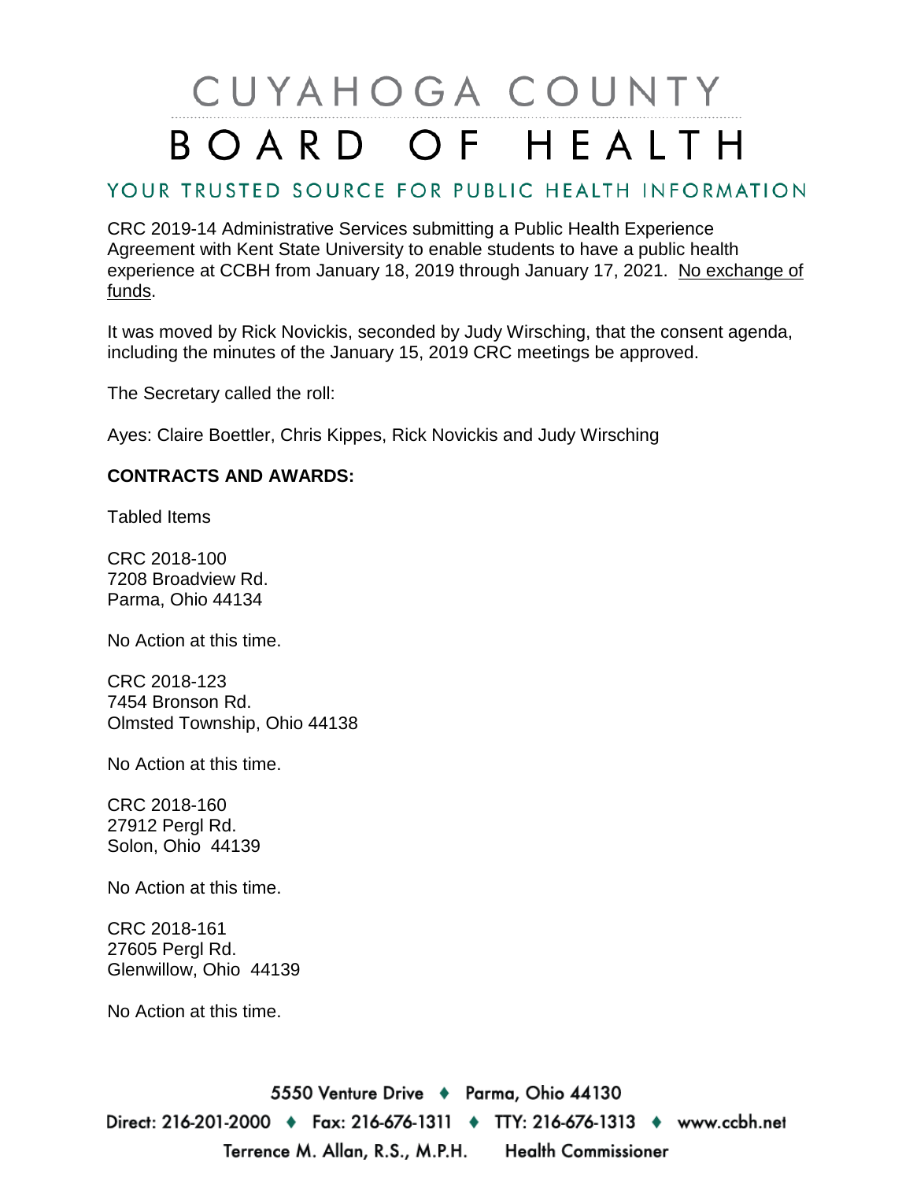CRC 2019-14 Administrative Services submitting a Public Health Experience Agreement with Kent State University to enable students to have a public health experience at CCBH from January 18, 2019 through January 17, 2021. <u>No exchange of funds</u>.

It was moved by Rick Novickis, seconded by Judy Wirsching, that the consent agenda, including the minutes of the January 15, 2019 CRC meetings be approved.

The Secretary called the roll:

Ayes: Claire Boettler, Chris Kippes, Rick Novickis and Judy Wirsching

**CONTRACTS AND AWARDS:**

Tabled Items

CRC 2018-100
7208 Broadview Rd.
Parma, Ohio 44134

No Action at this time.

CRC 2018-123
7454 Bronson Rd.
Olmsted Township, Ohio 44138

No Action at this time.

CRC 2018-160
27912 Pergl Rd.
Solon, Ohio 44139

No Action at this time.

CRC 2018-161
27605 Pergl Rd.
Glenwillow, Ohio 44139

No Action at this time.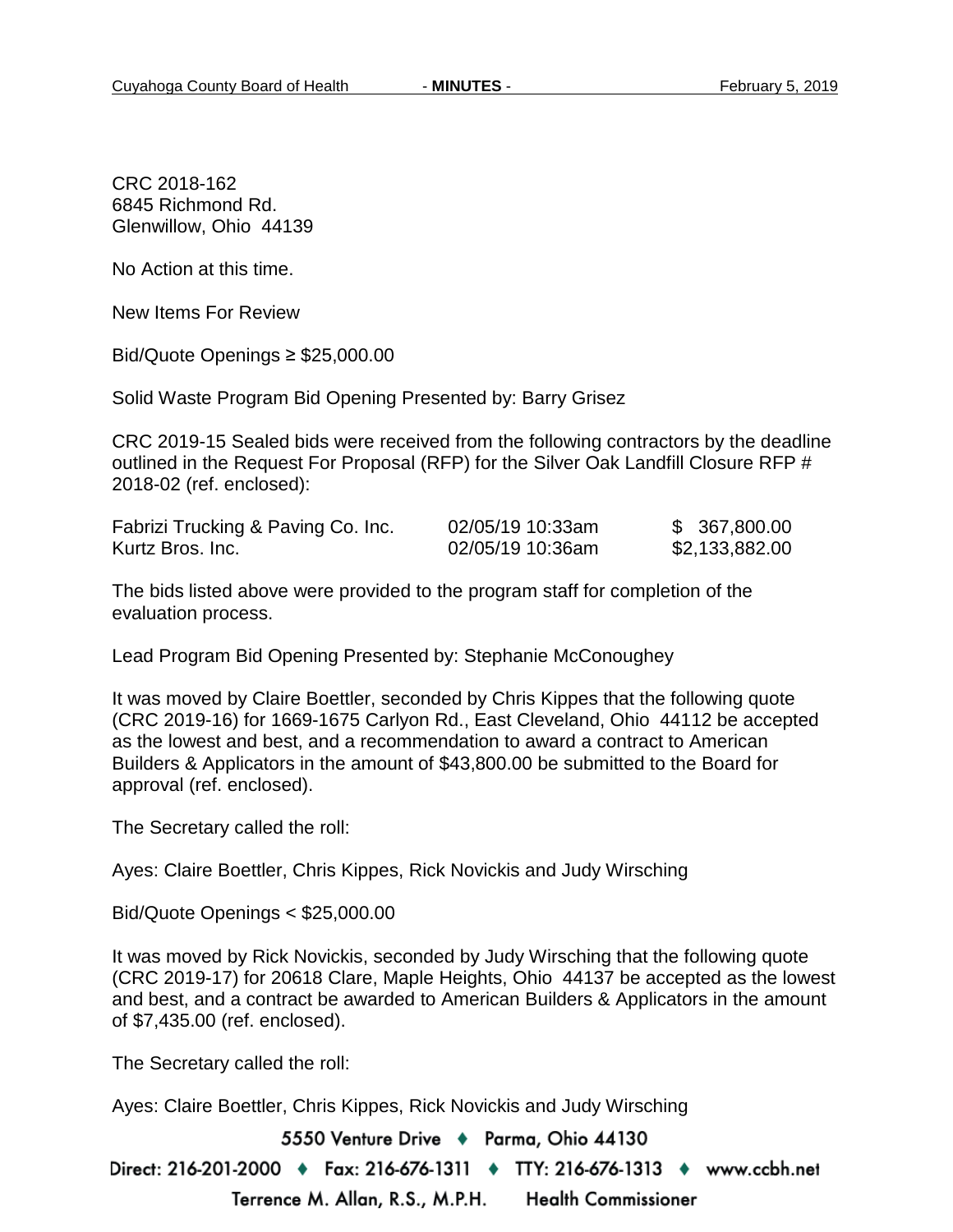CRC 2018-162
6845 Richmond Rd.
Glenwillow, Ohio 44139

No Action at this time.

New Items For Review

Bid/Quote Openings ≥ $25,000.00

Solid Waste Program Bid Opening Presented by: Barry Grisez

CRC 2019-15 Sealed bids were received from the following contractors by the deadline outlined in the Request For Proposal (RFP) for the Silver Oak Landfill Closure RFP # 2018-02 (ref. enclosed):

| | | |
|---|---|---|
| Fabrizi Trucking & Paving Co. Inc. | 02/05/19 10:33am | $ 367,800.00 |
| Kurtz Bros. Inc. | 02/05/19 10:36am | $2,133,882.00 |

The bids listed above were provided to the program staff for completion of the evaluation process.

Lead Program Bid Opening Presented by: Stephanie McConoughey

It was moved by Claire Boettler, seconded by Chris Kippes that the following quote (CRC 2019-16) for 1669-1675 Carlyon Rd., East Cleveland, Ohio 44112 be accepted as the lowest and best, and a recommendation to award a contract to American Builders & Applicators in the amount of $43,800.00 be submitted to the Board for approval (ref. enclosed).

The Secretary called the roll:

Ayes: Claire Boettler, Chris Kippes, Rick Novickis and Judy Wirsching

Bid/Quote Openings < $25,000.00

It was moved by Rick Novickis, seconded by Judy Wirsching that the following quote (CRC 2019-17) for 20618 Clare, Maple Heights, Ohio 44137 be accepted as the lowest and best, and a contract be awarded to American Builders & Applicators in the amount of $7,435.00 (ref. enclosed).

The Secretary called the roll:

Ayes: Claire Boettler, Chris Kippes, Rick Novickis and Judy Wirsching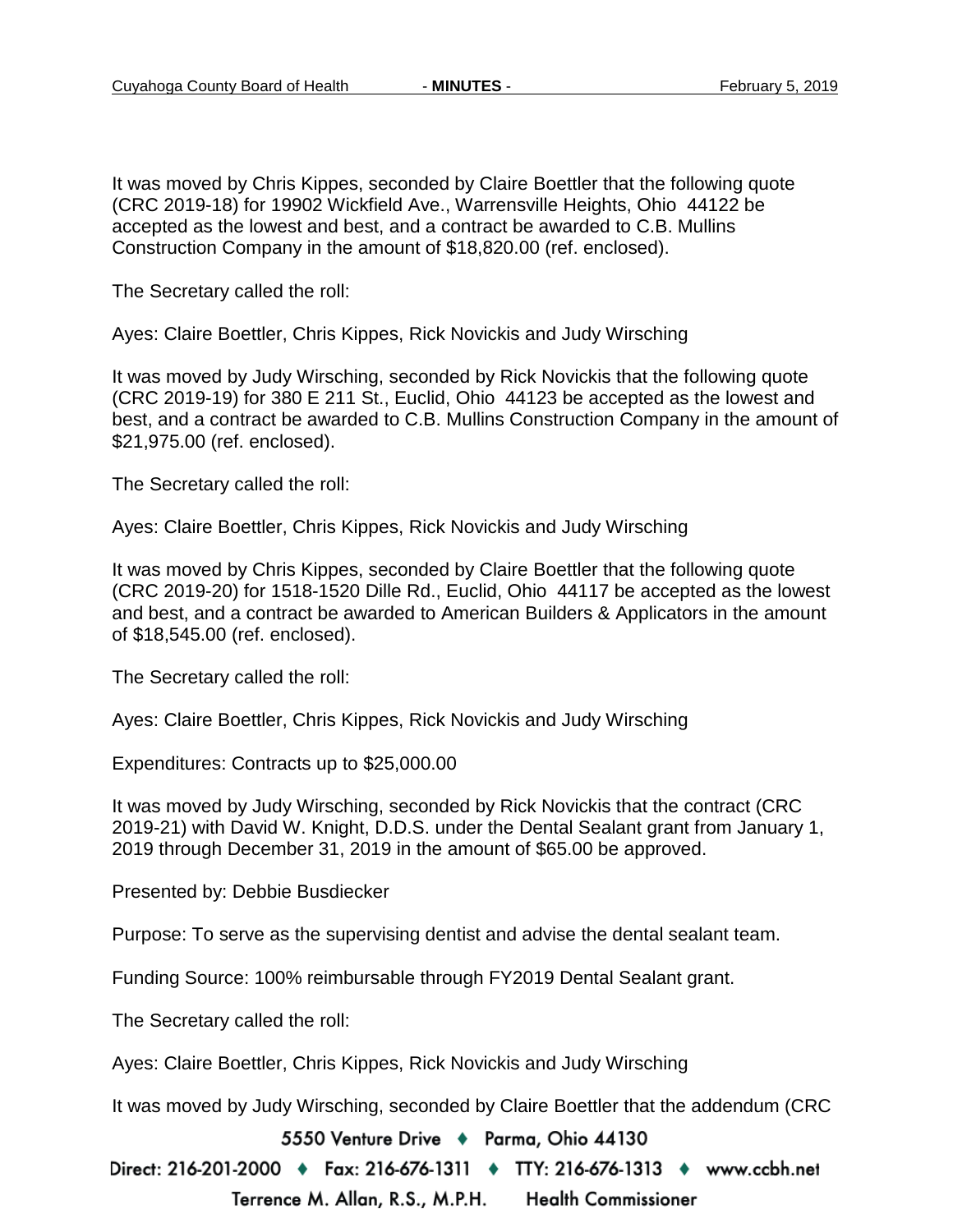It was moved by Chris Kippes, seconded by Claire Boettler that the following quote (CRC 2019-18) for 19902 Wickfield Ave., Warrensville Heights, Ohio 44122 be accepted as the lowest and best, and a contract be awarded to C.B. Mullins Construction Company in the amount of $18,820.00 (ref. enclosed).

The Secretary called the roll:

Ayes: Claire Boettler, Chris Kippes, Rick Novickis and Judy Wirsching

It was moved by Judy Wirsching, seconded by Rick Novickis that the following quote (CRC 2019-19) for 380 E 211 St., Euclid, Ohio 44123 be accepted as the lowest and best, and a contract be awarded to C.B. Mullins Construction Company in the amount of $21,975.00 (ref. enclosed).

The Secretary called the roll:

Ayes: Claire Boettler, Chris Kippes, Rick Novickis and Judy Wirsching

It was moved by Chris Kippes, seconded by Claire Boettler that the following quote (CRC 2019-20) for 1518-1520 Dille Rd., Euclid, Ohio 44117 be accepted as the lowest and best, and a contract be awarded to American Builders & Applicators in the amount of $18,545.00 (ref. enclosed).

The Secretary called the roll:

Ayes: Claire Boettler, Chris Kippes, Rick Novickis and Judy Wirsching

Expenditures: Contracts up to $25,000.00

It was moved by Judy Wirsching, seconded by Rick Novickis that the contract (CRC 2019-21) with David W. Knight, D.D.S. under the Dental Sealant grant from January 1, 2019 through December 31, 2019 in the amount of $65.00 be approved.

Presented by: Debbie Busdiecker

Purpose: To serve as the supervising dentist and advise the dental sealant team.

Funding Source: 100% reimbursable through FY2019 Dental Sealant grant.

The Secretary called the roll:

Ayes: Claire Boettler, Chris Kippes, Rick Novickis and Judy Wirsching

It was moved by Judy Wirsching, seconded by Claire Boettler that the addendum (CRC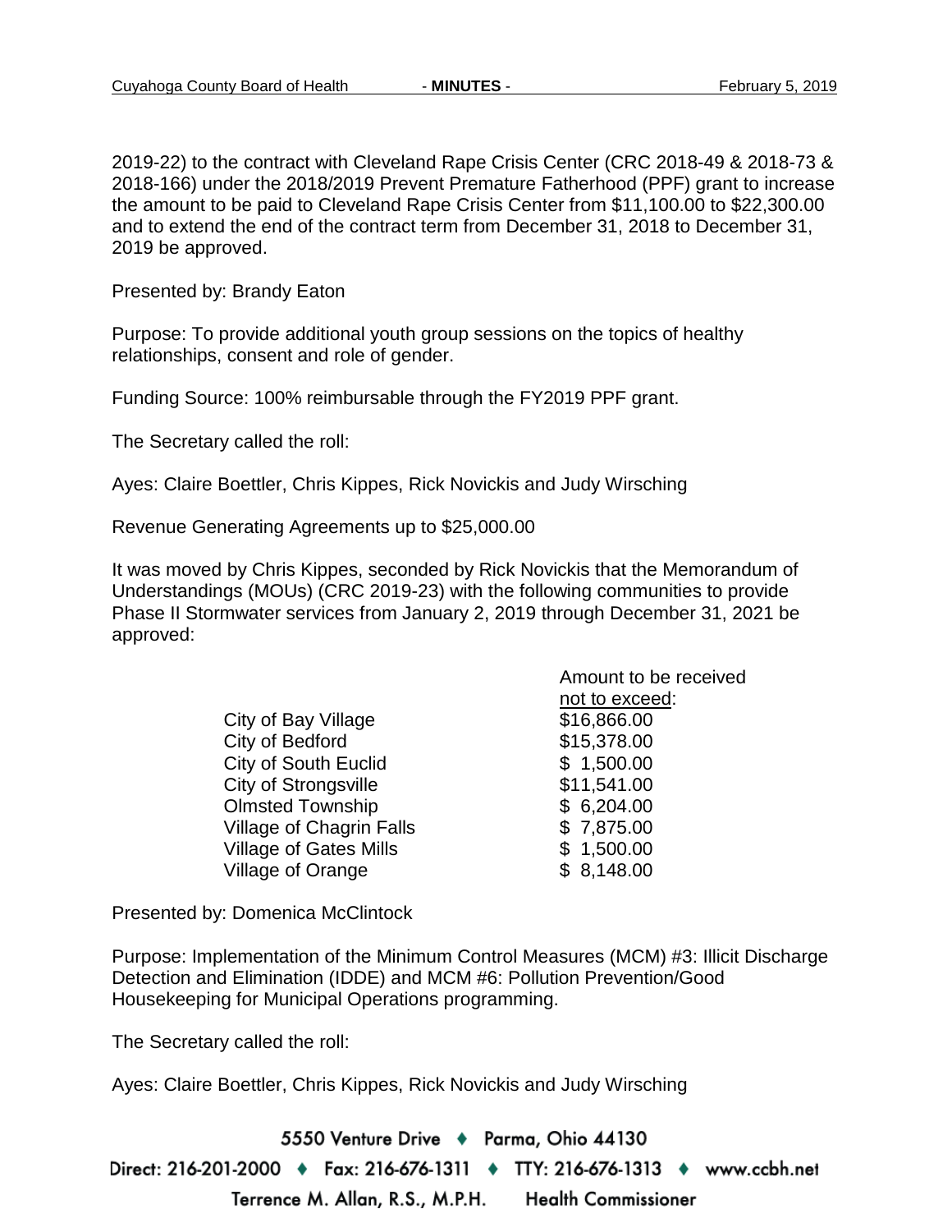2019-22) to the contract with Cleveland Rape Crisis Center (CRC 2018-49 & 2018-73 & 2018-166) under the 2018/2019 Prevent Premature Fatherhood (PPF) grant to increase the amount to be paid to Cleveland Rape Crisis Center from $11,100.00 to $22,300.00 and to extend the end of the contract term from December 31, 2018 to December 31, 2019 be approved.

Presented by: Brandy Eaton

Purpose: To provide additional youth group sessions on the topics of healthy relationships, consent and role of gender.

Funding Source: 100% reimbursable through the FY2019 PPF grant.

The Secretary called the roll:

Ayes: Claire Boettler, Chris Kippes, Rick Novickis and Judy Wirsching

Revenue Generating Agreements up to $25,000.00

It was moved by Chris Kippes, seconded by Rick Novickis that the Memorandum of Understandings (MOUs) (CRC 2019-23) with the following communities to provide Phase II Stormwater services from January 2, 2019 through December 31, 2021 be approved:

| | Amount to be received not to exceed: |
|---|---|
| City of Bay Village | $16,866.00 |
| City of Bedford | $15,378.00 |
| City of South Euclid | $ 1,500.00 |
| City of Strongsville | $11,541.00 |
| Olmsted Township | $ 6,204.00 |
| Village of Chagrin Falls | $ 7,875.00 |
| Village of Gates Mills | $ 1,500.00 |
| Village of Orange | $ 8,148.00 |

Presented by: Domenica McClintock

Purpose: Implementation of the Minimum Control Measures (MCM) #3: Illicit Discharge Detection and Elimination (IDDE) and MCM #6: Pollution Prevention/Good Housekeeping for Municipal Operations programming.

The Secretary called the roll:

Ayes: Claire Boettler, Chris Kippes, Rick Novickis and Judy Wirsching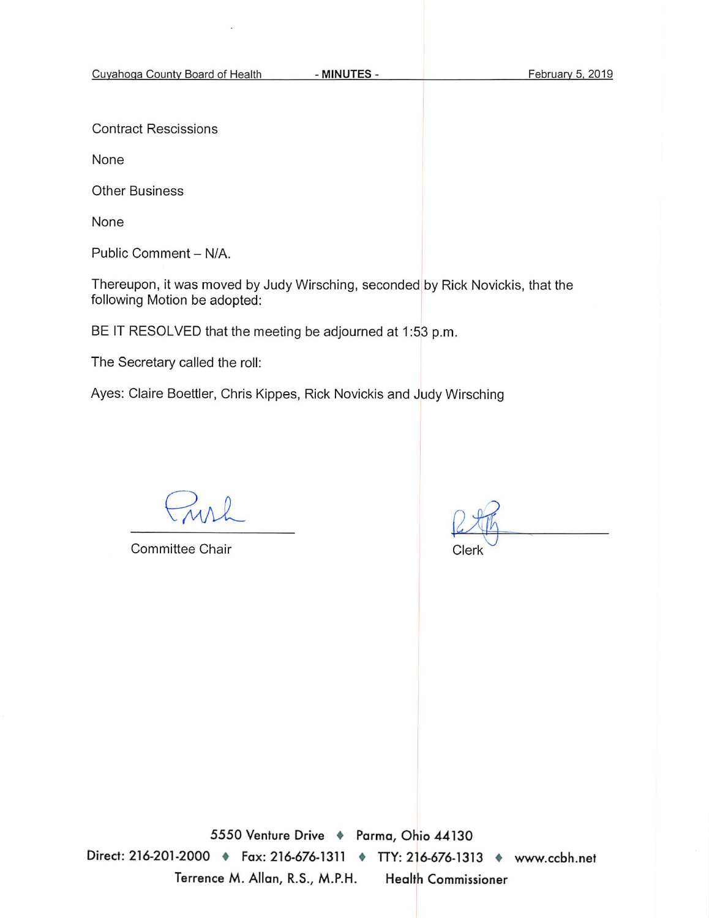Contract Rescissions

None

Other Business

None

Public Comment – N/A.

Thereupon, it was moved by Judy Wirsching, seconded by Rick Novickis, that the following Motion be adopted:

BE IT RESOLVED that the meeting be adjourned at 1:53 p.m.

The Secretary called the roll:

Ayes: Claire Boettler, Chris Kippes, Rick Novickis and Judy Wirsching

Committee Chair

Clerk

5550 Venture Drive ♦ Parma, Ohio 44130

Direct: 216-201-2000 ♦ Fax: 216-676-1311 ♦ TTY: 216-676-1313 ♦ www.ccbh.net

Terrence M. Allan, R.S., M.P.H. Health Commissioner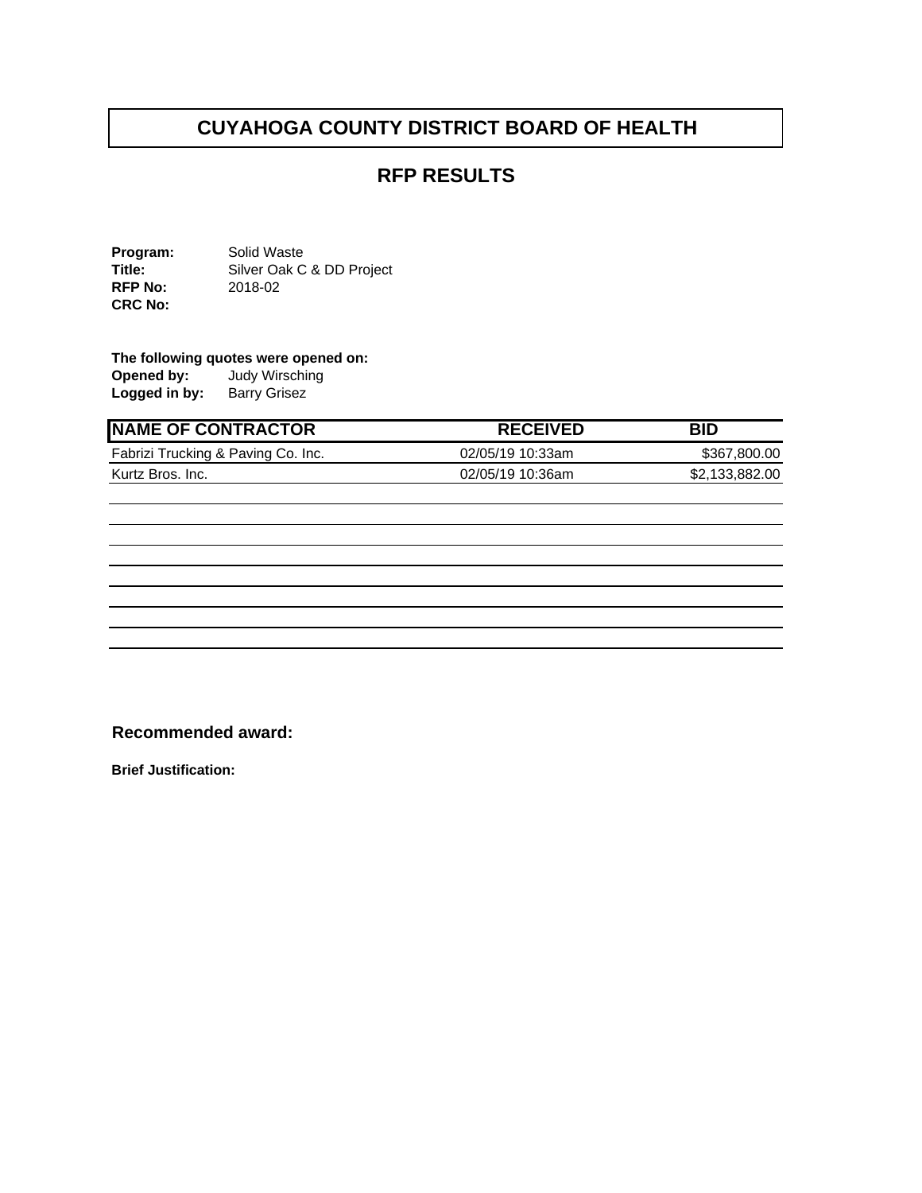# CUYAHOGA COUNTY DISTRICT BOARD OF HEALTH

## RFP RESULTS

**Program:** Solid Waste
**Title:** Silver Oak C & DD Project
**RFP No:** 2018-02
**CRC No:**

**The following quotes were opened on:**
**Opened by:** Judy Wirsching
**Logged in by:** Barry Grisez

| NAME OF CONTRACTOR | RECEIVED | BID |
|---|---|---|
| Fabrizi Trucking & Paving Co. Inc. | 02/05/19 10:33am | $367,800.00 |
| Kurtz Bros. Inc. | 02/05/19 10:36am | $2,133,882.00 |

**Recommended award:**

**Brief Justification:**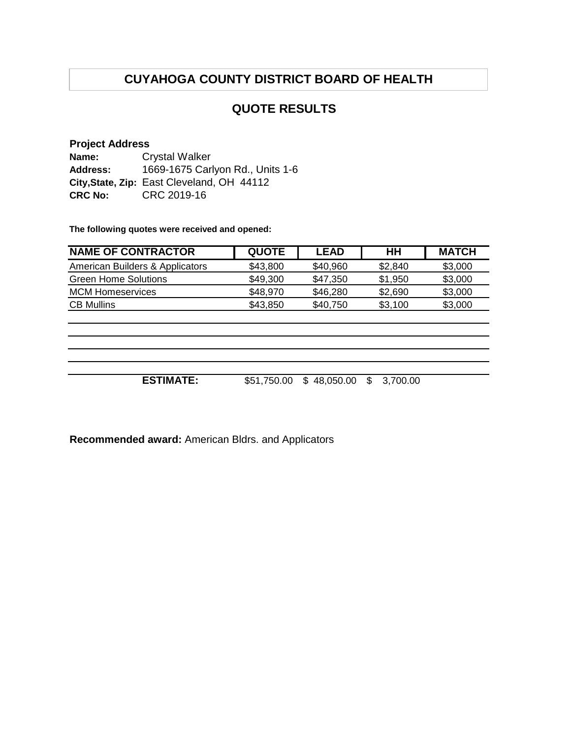# CUYAHOGA COUNTY DISTRICT BOARD OF HEALTH

## QUOTE RESULTS

**Project Address**

**Name:** Crystal Walker
**Address:** 1669-1675 Carlyon Rd., Units 1-6
**City,State, Zip:** East Cleveland, OH 44112
**CRC No:** CRC 2019-16

**The following quotes were received and opened:**

| NAME OF CONTRACTOR | QUOTE | LEAD | HH | MATCH |
|---|---|---|---|---|
| American Builders & Applicators | $43,800 | $40,960 | $2,840 | $3,000 |
| Green Home Solutions | $49,300 | $47,350 | $1,950 | $3,000 |
| MCM Homeservices | $48,970 | $46,280 | $2,690 | $3,000 |
| CB Mullins | $43,850 | $40,750 | $3,100 | $3,000 |
| | | | | |
| | | | | |
| | | | | |
| | | | | |
| **ESTIMATE:** | $51,750.00 | $ 48,050.00 | $ 3,700.00 | |

**Recommended award:** American Bldrs. and Applicators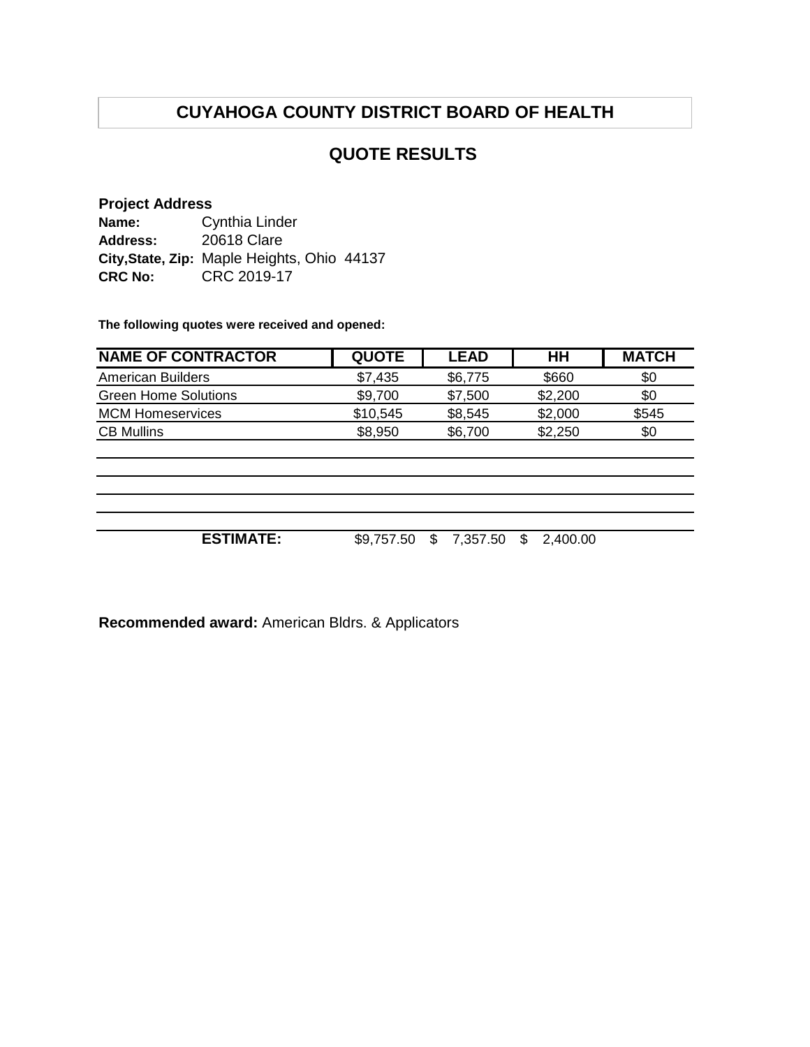# CUYAHOGA COUNTY DISTRICT BOARD OF HEALTH

## QUOTE RESULTS

**Project Address**
**Name:** Cynthia Linder
**Address:** 20618 Clare
**City,State, Zip:** Maple Heights, Ohio 44137
**CRC No:** CRC 2019-17

**The following quotes were received and opened:**

| NAME OF CONTRACTOR | QUOTE | LEAD | HH | MATCH |
|---|---|---|---|---|
| American Builders | $7,435 | $6,775 | $660 | $0 |
| Green Home Solutions | $9,700 | $7,500 | $2,200 | $0 |
| MCM Homeservices | $10,545 | $8,545 | $2,000 | $545 |
| CB Mullins | $8,950 | $6,700 | $2,250 | $0 |
| | | | | |
| | | | | |
| | | | | |
| | | | | |
| **ESTIMATE:** | $9,757.50 | $ 7,357.50 | $ 2,400.00 | |

**Recommended award:** American Bldrs. & Applicators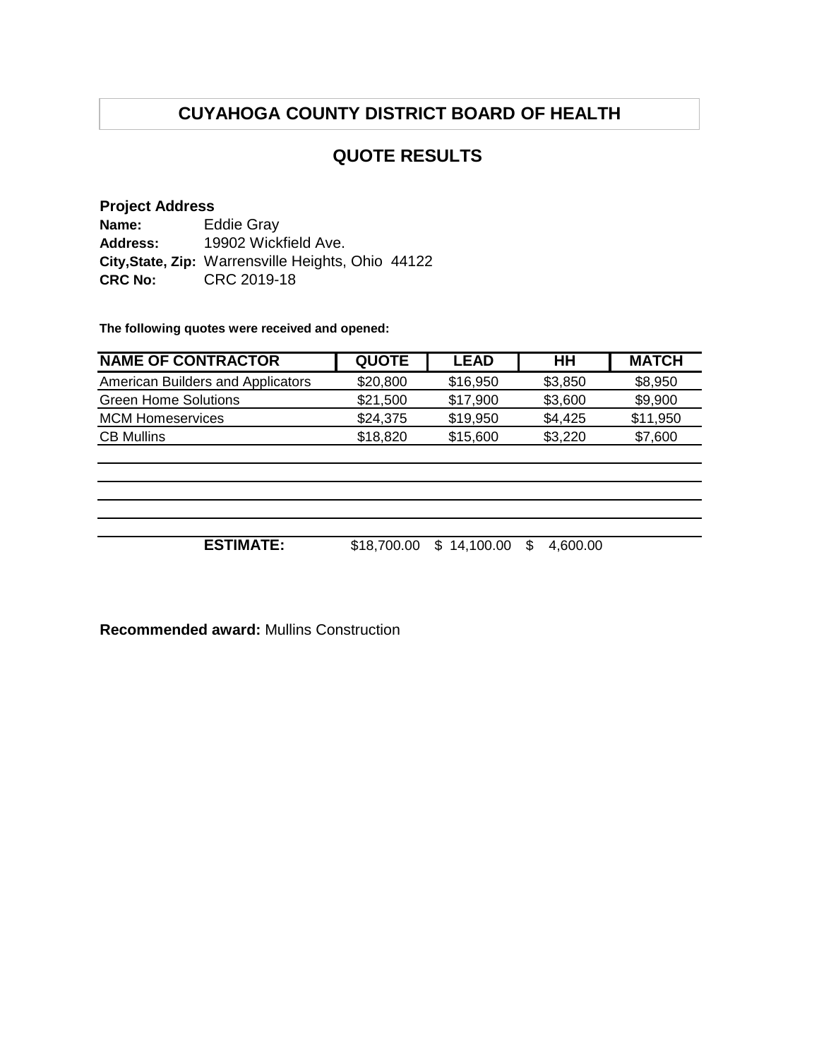# CUYAHOGA COUNTY DISTRICT BOARD OF HEALTH

## QUOTE RESULTS

**Project Address**
**Name:** Eddie Gray
**Address:** 19902 Wickfield Ave.
**City,State, Zip:** Warrensville Heights, Ohio 44122
**CRC No:** CRC 2019-18

**The following quotes were received and opened:**

| NAME OF CONTRACTOR | QUOTE | LEAD | HH | MATCH |
|---|---|---|---|---|
| American Builders and Applicators | $20,800 | $16,950 | $3,850 | $8,950 |
| Green Home Solutions | $21,500 | $17,900 | $3,600 | $9,900 |
| MCM Homeservices | $24,375 | $19,950 | $4,425 | $11,950 |
| CB Mullins | $18,820 | $15,600 | $3,220 | $7,600 |
| | | | | |
| | | | | |
| | | | | |
| | | | | |
| **ESTIMATE:** | $18,700.00 | $ 14,100.00 | $ 4,600.00 | |

**Recommended award:** Mullins Construction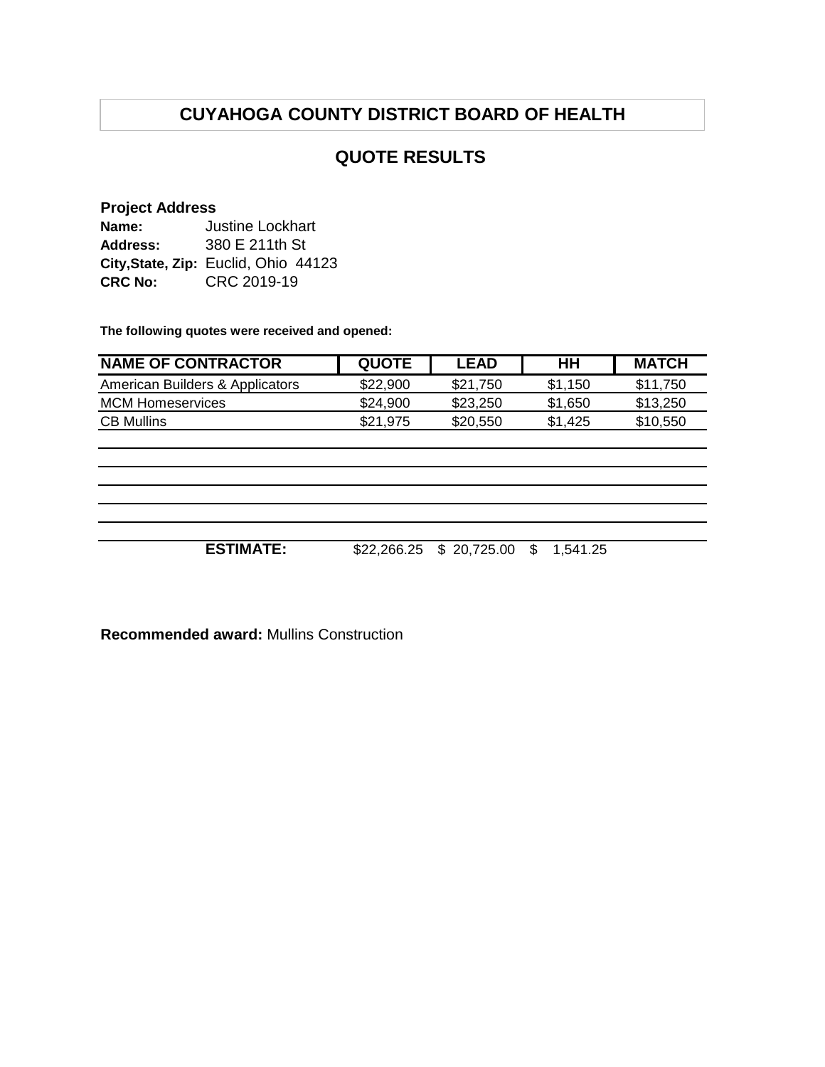# CUYAHOGA COUNTY DISTRICT BOARD OF HEALTH

## QUOTE RESULTS

**Project Address**
**Name:** Justine Lockhart
**Address:** 380 E 211th St
**City,State, Zip:** Euclid, Ohio 44123
**CRC No:** CRC 2019-19

**The following quotes were received and opened:**

| NAME OF CONTRACTOR | QUOTE | LEAD | HH | MATCH |
|---|---|---|---|---|
| American Builders & Applicators | $22,900 | $21,750 | $1,150 | $11,750 |
| MCM Homeservices | $24,900 | $23,250 | $1,650 | $13,250 |
| CB Mullins | $21,975 | $20,550 | $1,425 | $10,550 |
| | | | | |
| | | | | |
| | | | | |
| | | | | |
| | | | | |
| **ESTIMATE:** | $22,266.25 | $ 20,725.00 | $ 1,541.25 | |

**Recommended award:** Mullins Construction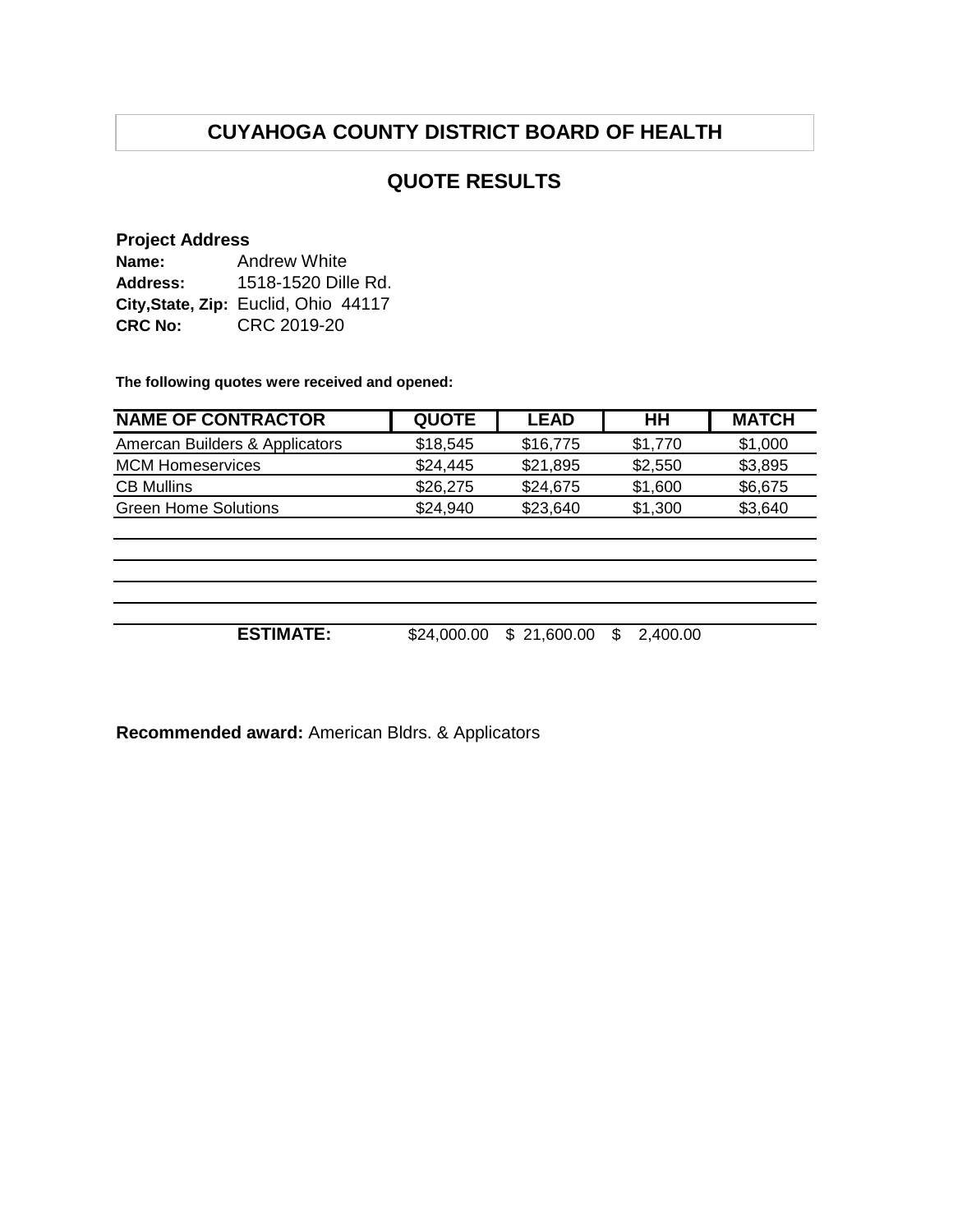# CUYAHOGA COUNTY DISTRICT BOARD OF HEALTH

## QUOTE RESULTS

**Project Address**

**Name:** Andrew White
**Address:** 1518-1520 Dille Rd.
**City,State, Zip:** Euclid, Ohio 44117
**CRC No:** CRC 2019-20

**The following quotes were received and opened:**

| NAME OF CONTRACTOR | QUOTE | LEAD | HH | MATCH |
|---|---|---|---|---|
| Amercan Builders & Applicators | $18,545 | $16,775 | $1,770 | $1,000 |
| MCM Homeservices | $24,445 | $21,895 | $2,550 | $3,895 |
| CB Mullins | $26,275 | $24,675 | $1,600 | $6,675 |
| Green Home Solutions | $24,940 | $23,640 | $1,300 | $3,640 |
| | | | | |
| | | | | |
| | | | | |
| | | | | |
| **ESTIMATE:** | $24,000.00 | $ 21,600.00 | $ 2,400.00 | |

**Recommended award:** American Bldrs. & Applicators